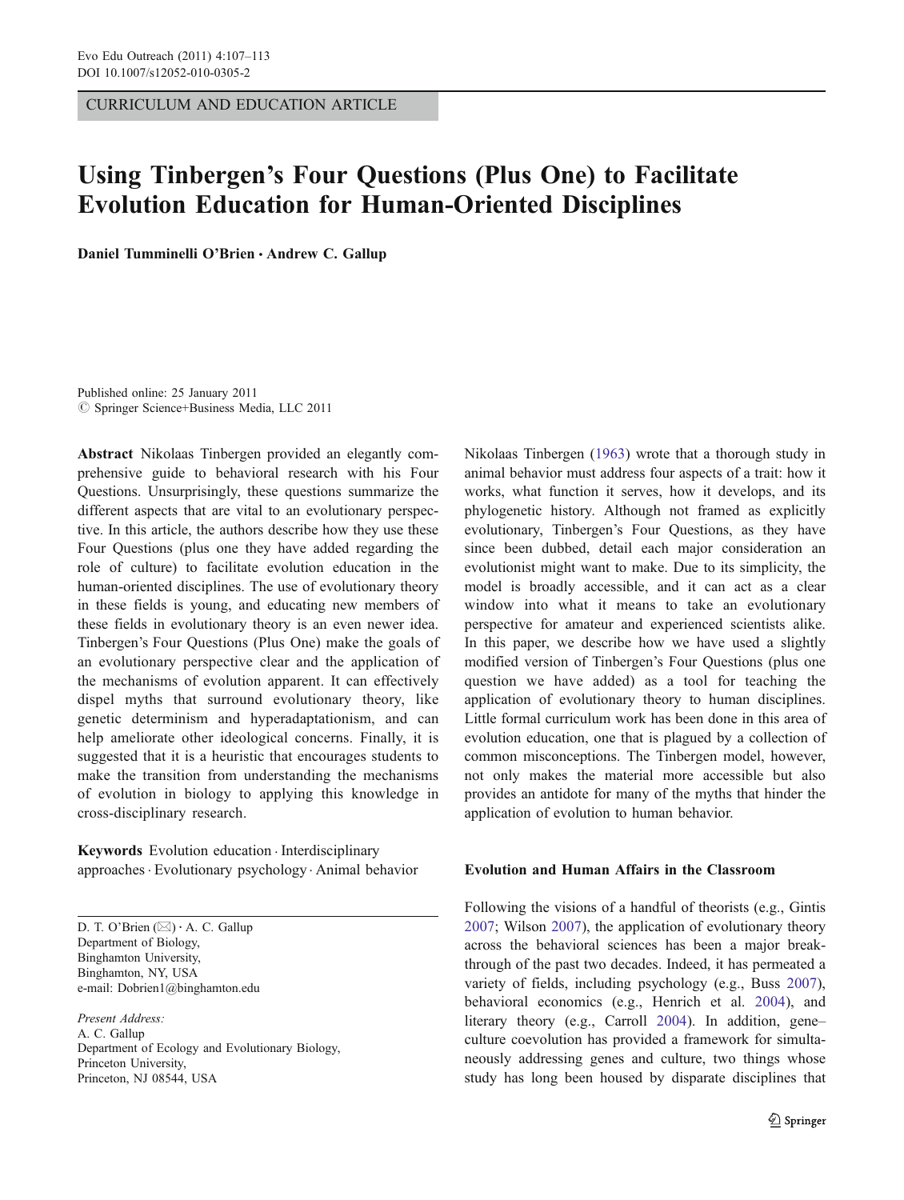CURRICULUM AND EDUCATION ARTICLE

# Using Tinbergen's Four Questions (Plus One) to Facilitate Evolution Education for Human-Oriented Disciplines

**Daniel Tumminelli O'Brien · Andrew C. Gallup**

Published online: 25 January 2011
© Springer Science+Business Media, LLC 2011

**Abstract** Nikolaas Tinbergen provided an elegantly comprehensive guide to behavioral research with his Four Questions. Unsurprisingly, these questions summarize the different aspects that are vital to an evolutionary perspective. In this article, the authors describe how they use these Four Questions (plus one they have added regarding the role of culture) to facilitate evolution education in the human-oriented disciplines. The use of evolutionary theory in these fields is young, and educating new members of these fields in evolutionary theory is an even newer idea. Tinbergen's Four Questions (Plus One) make the goals of an evolutionary perspective clear and the application of the mechanisms of evolution apparent. It can effectively dispel myths that surround evolutionary theory, like genetic determinism and hyperadaptationism, and can help ameliorate other ideological concerns. Finally, it is suggested that it is a heuristic that encourages students to make the transition from understanding the mechanisms of evolution in biology to applying this knowledge in cross-disciplinary research.

**Keywords** Evolution education · Interdisciplinary approaches · Evolutionary psychology · Animal behavior

D. T. O'Brien (✉) · A. C. Gallup
Department of Biology,
Binghamton University,
Binghamton, NY, USA
e-mail: Dobrien1@binghamton.edu

*Present Address:*
A. C. Gallup
Department of Ecology and Evolutionary Biology,
Princeton University,
Princeton, NJ 08544, USA

Nikolaas Tinbergen (1963) wrote that a thorough study in animal behavior must address four aspects of a trait: how it works, what function it serves, how it develops, and its phylogenetic history. Although not framed as explicitly evolutionary, Tinbergen's Four Questions, as they have since been dubbed, detail each major consideration an evolutionist might want to make. Due to its simplicity, the model is broadly accessible, and it can act as a clear window into what it means to take an evolutionary perspective for amateur and experienced scientists alike. In this paper, we describe how we have used a slightly modified version of Tinbergen's Four Questions (plus one question we have added) as a tool for teaching the application of evolutionary theory to human disciplines. Little formal curriculum work has been done in this area of evolution education, one that is plagued by a collection of common misconceptions. The Tinbergen model, however, not only makes the material more accessible but also provides an antidote for many of the myths that hinder the application of evolution to human behavior.

## Evolution and Human Affairs in the Classroom

Following the visions of a handful of theorists (e.g., Gintis 2007; Wilson 2007), the application of evolutionary theory across the behavioral sciences has been a major breakthrough of the past two decades. Indeed, it has permeated a variety of fields, including psychology (e.g., Buss 2007), behavioral economics (e.g., Henrich et al. 2004), and literary theory (e.g., Carroll 2004). In addition, gene–culture coevolution has provided a framework for simultaneously addressing genes and culture, two things whose study has long been housed by disparate disciplines that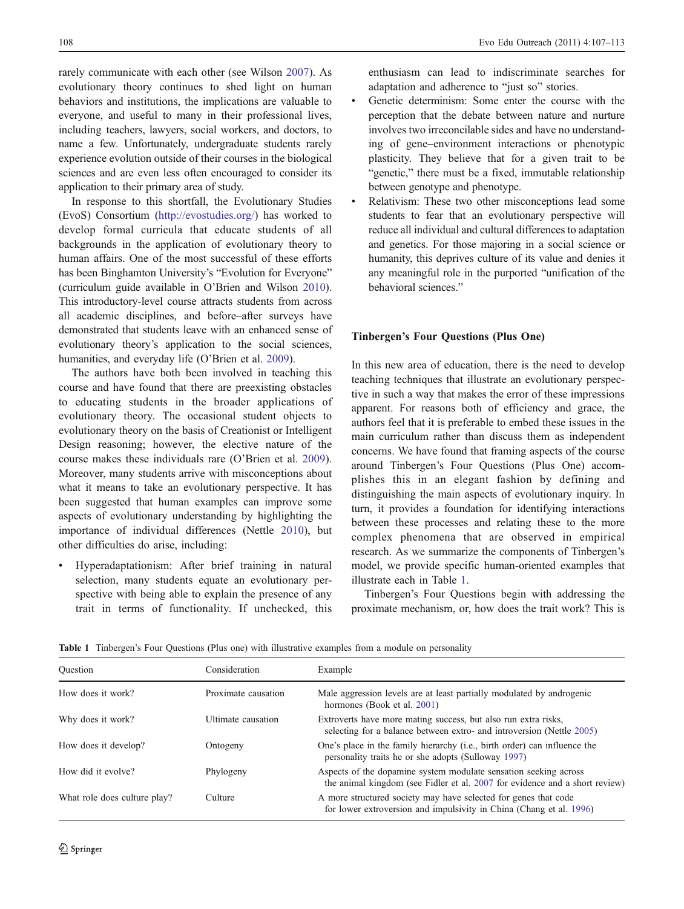rarely communicate with each other (see Wilson 2007). As evolutionary theory continues to shed light on human behaviors and institutions, the implications are valuable to everyone, and useful to many in their professional lives, including teachers, lawyers, social workers, and doctors, to name a few. Unfortunately, undergraduate students rarely experience evolution outside of their courses in the biological sciences and are even less often encouraged to consider its application to their primary area of study.

In response to this shortfall, the Evolutionary Studies (EvoS) Consortium (http://evostudies.org/) has worked to develop formal curricula that educate students of all backgrounds in the application of evolutionary theory to human affairs. One of the most successful of these efforts has been Binghamton University's "Evolution for Everyone" (curriculum guide available in O'Brien and Wilson 2010). This introductory-level course attracts students from across all academic disciplines, and before–after surveys have demonstrated that students leave with an enhanced sense of evolutionary theory's application to the social sciences, humanities, and everyday life (O'Brien et al. 2009).

The authors have both been involved in teaching this course and have found that there are preexisting obstacles to educating students in the broader applications of evolutionary theory. The occasional student objects to evolutionary theory on the basis of Creationist or Intelligent Design reasoning; however, the elective nature of the course makes these individuals rare (O'Brien et al. 2009). Moreover, many students arrive with misconceptions about what it means to take an evolutionary perspective. It has been suggested that human examples can improve some aspects of evolutionary understanding by highlighting the importance of individual differences (Nettle 2010), but other difficulties do arise, including:

- Hyperadaptationism: After brief training in natural selection, many students equate an evolutionary perspective with being able to explain the presence of any trait in terms of functionality. If unchecked, this enthusiasm can lead to indiscriminate searches for adaptation and adherence to "just so" stories.
- Genetic determinism: Some enter the course with the perception that the debate between nature and nurture involves two irreconcilable sides and have no understanding of gene–environment interactions or phenotypic plasticity. They believe that for a given trait to be "genetic," there must be a fixed, immutable relationship between genotype and phenotype.
- Relativism: These two other misconceptions lead some students to fear that an evolutionary perspective will reduce all individual and cultural differences to adaptation and genetics. For those majoring in a social science or humanity, this deprives culture of its value and denies it any meaningful role in the purported "unification of the behavioral sciences."

## Tinbergen's Four Questions (Plus One)

In this new area of education, there is the need to develop teaching techniques that illustrate an evolutionary perspective in such a way that makes the error of these impressions apparent. For reasons both of efficiency and grace, the authors feel that it is preferable to embed these issues in the main curriculum rather than discuss them as independent concerns. We have found that framing aspects of the course around Tinbergen's Four Questions (Plus One) accomplishes this in an elegant fashion by defining and distinguishing the main aspects of evolutionary inquiry. In turn, it provides a foundation for identifying interactions between these processes and relating these to the more complex phenomena that are observed in empirical research. As we summarize the components of Tinbergen's model, we provide specific human-oriented examples that illustrate each in Table 1.

Tinbergen's Four Questions begin with addressing the proximate mechanism, or, how does the trait work? This is

**Table 1** Tinbergen's Four Questions (Plus one) with illustrative examples from a module on personality

| Question | Consideration | Example |
|---|---|---|
| How does it work? | Proximate causation | Male aggression levels are at least partially modulated by androgenic hormones (Book et al. 2001) |
| Why does it work? | Ultimate causation | Extroverts have more mating success, but also run extra risks, selecting for a balance between extro- and introversion (Nettle 2005) |
| How does it develop? | Ontogeny | One's place in the family hierarchy (i.e., birth order) can influence the personality traits he or she adopts (Sulloway 1997) |
| How did it evolve? | Phylogeny | Aspects of the dopamine system modulate sensation seeking across the animal kingdom (see Fidler et al. 2007 for evidence and a short review) |
| What role does culture play? | Culture | A more structured society may have selected for genes that code for lower extroversion and impulsivity in China (Chang et al. 1996) |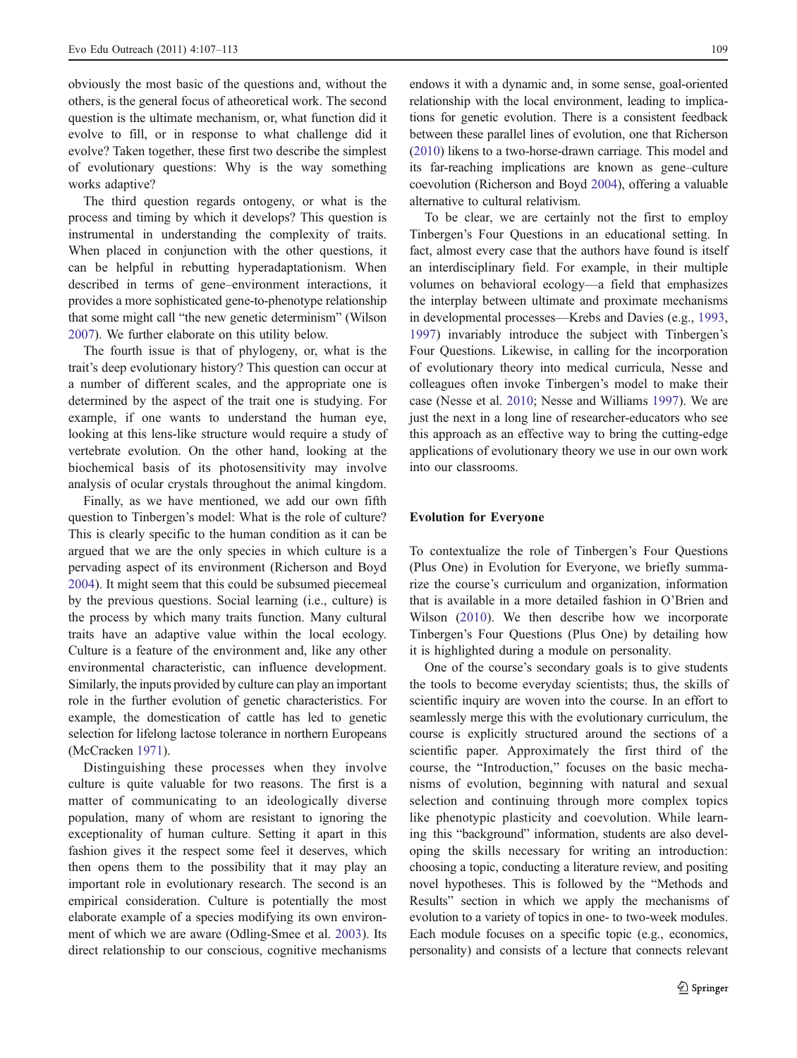obviously the most basic of the questions and, without the others, is the general focus of atheoretical work. The second question is the ultimate mechanism, or, what function did it evolve to fill, or in response to what challenge did it evolve? Taken together, these first two describe the simplest of evolutionary questions: Why is the way something works adaptive?

The third question regards ontogeny, or what is the process and timing by which it develops? This question is instrumental in understanding the complexity of traits. When placed in conjunction with the other questions, it can be helpful in rebutting hyperadaptationism. When described in terms of gene–environment interactions, it provides a more sophisticated gene-to-phenotype relationship that some might call "the new genetic determinism" (Wilson 2007). We further elaborate on this utility below.

The fourth issue is that of phylogeny, or, what is the trait's deep evolutionary history? This question can occur at a number of different scales, and the appropriate one is determined by the aspect of the trait one is studying. For example, if one wants to understand the human eye, looking at this lens-like structure would require a study of vertebrate evolution. On the other hand, looking at the biochemical basis of its photosensitivity may involve analysis of ocular crystals throughout the animal kingdom.

Finally, as we have mentioned, we add our own fifth question to Tinbergen's model: What is the role of culture? This is clearly specific to the human condition as it can be argued that we are the only species in which culture is a pervading aspect of its environment (Richerson and Boyd 2004). It might seem that this could be subsumed piecemeal by the previous questions. Social learning (i.e., culture) is the process by which many traits function. Many cultural traits have an adaptive value within the local ecology. Culture is a feature of the environment and, like any other environmental characteristic, can influence development. Similarly, the inputs provided by culture can play an important role in the further evolution of genetic characteristics. For example, the domestication of cattle has led to genetic selection for lifelong lactose tolerance in northern Europeans (McCracken 1971).

Distinguishing these processes when they involve culture is quite valuable for two reasons. The first is a matter of communicating to an ideologically diverse population, many of whom are resistant to ignoring the exceptionality of human culture. Setting it apart in this fashion gives it the respect some feel it deserves, which then opens them to the possibility that it may play an important role in evolutionary research. The second is an empirical consideration. Culture is potentially the most elaborate example of a species modifying its own environment of which we are aware (Odling-Smee et al. 2003). Its direct relationship to our conscious, cognitive mechanisms endows it with a dynamic and, in some sense, goal-oriented relationship with the local environment, leading to implications for genetic evolution. There is a consistent feedback between these parallel lines of evolution, one that Richerson (2010) likens to a two-horse-drawn carriage. This model and its far-reaching implications are known as gene–culture coevolution (Richerson and Boyd 2004), offering a valuable alternative to cultural relativism.

To be clear, we are certainly not the first to employ Tinbergen's Four Questions in an educational setting. In fact, almost every case that the authors have found is itself an interdisciplinary field. For example, in their multiple volumes on behavioral ecology—a field that emphasizes the interplay between ultimate and proximate mechanisms in developmental processes—Krebs and Davies (e.g., 1993, 1997) invariably introduce the subject with Tinbergen's Four Questions. Likewise, in calling for the incorporation of evolutionary theory into medical curricula, Nesse and colleagues often invoke Tinbergen's model to make their case (Nesse et al. 2010; Nesse and Williams 1997). We are just the next in a long line of researcher-educators who see this approach as an effective way to bring the cutting-edge applications of evolutionary theory we use in our own work into our classrooms.

## Evolution for Everyone

To contextualize the role of Tinbergen's Four Questions (Plus One) in Evolution for Everyone, we briefly summarize the course's curriculum and organization, information that is available in a more detailed fashion in O'Brien and Wilson (2010). We then describe how we incorporate Tinbergen's Four Questions (Plus One) by detailing how it is highlighted during a module on personality.

One of the course's secondary goals is to give students the tools to become everyday scientists; thus, the skills of scientific inquiry are woven into the course. In an effort to seamlessly merge this with the evolutionary curriculum, the course is explicitly structured around the sections of a scientific paper. Approximately the first third of the course, the "Introduction," focuses on the basic mechanisms of evolution, beginning with natural and sexual selection and continuing through more complex topics like phenotypic plasticity and coevolution. While learning this "background" information, students are also developing the skills necessary for writing an introduction: choosing a topic, conducting a literature review, and positing novel hypotheses. This is followed by the "Methods and Results" section in which we apply the mechanisms of evolution to a variety of topics in one- to two-week modules. Each module focuses on a specific topic (e.g., economics, personality) and consists of a lecture that connects relevant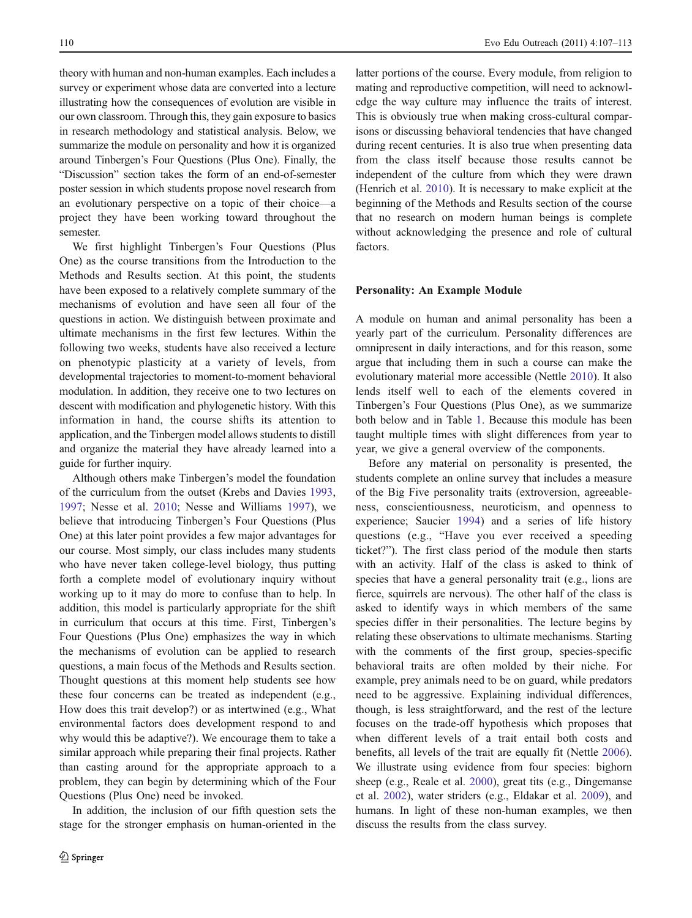theory with human and non-human examples. Each includes a survey or experiment whose data are converted into a lecture illustrating how the consequences of evolution are visible in our own classroom. Through this, they gain exposure to basics in research methodology and statistical analysis. Below, we summarize the module on personality and how it is organized around Tinbergen's Four Questions (Plus One). Finally, the "Discussion" section takes the form of an end-of-semester poster session in which students propose novel research from an evolutionary perspective on a topic of their choice—a project they have been working toward throughout the semester.

We first highlight Tinbergen's Four Questions (Plus One) as the course transitions from the Introduction to the Methods and Results section. At this point, the students have been exposed to a relatively complete summary of the mechanisms of evolution and have seen all four of the questions in action. We distinguish between proximate and ultimate mechanisms in the first few lectures. Within the following two weeks, students have also received a lecture on phenotypic plasticity at a variety of levels, from developmental trajectories to moment-to-moment behavioral modulation. In addition, they receive one to two lectures on descent with modification and phylogenetic history. With this information in hand, the course shifts its attention to application, and the Tinbergen model allows students to distill and organize the material they have already learned into a guide for further inquiry.

Although others make Tinbergen's model the foundation of the curriculum from the outset (Krebs and Davies 1993, 1997; Nesse et al. 2010; Nesse and Williams 1997), we believe that introducing Tinbergen's Four Questions (Plus One) at this later point provides a few major advantages for our course. Most simply, our class includes many students who have never taken college-level biology, thus putting forth a complete model of evolutionary inquiry without working up to it may do more to confuse than to help. In addition, this model is particularly appropriate for the shift in curriculum that occurs at this time. First, Tinbergen's Four Questions (Plus One) emphasizes the way in which the mechanisms of evolution can be applied to research questions, a main focus of the Methods and Results section. Thought questions at this moment help students see how these four concerns can be treated as independent (e.g., How does this trait develop?) or as intertwined (e.g., What environmental factors does development respond to and why would this be adaptive?). We encourage them to take a similar approach while preparing their final projects. Rather than casting around for the appropriate approach to a problem, they can begin by determining which of the Four Questions (Plus One) need be invoked.

In addition, the inclusion of our fifth question sets the stage for the stronger emphasis on human-oriented in the latter portions of the course. Every module, from religion to mating and reproductive competition, will need to acknowledge the way culture may influence the traits of interest. This is obviously true when making cross-cultural comparisons or discussing behavioral tendencies that have changed during recent centuries. It is also true when presenting data from the class itself because those results cannot be independent of the culture from which they were drawn (Henrich et al. 2010). It is necessary to make explicit at the beginning of the Methods and Results section of the course that no research on modern human beings is complete without acknowledging the presence and role of cultural factors.

## Personality: An Example Module

A module on human and animal personality has been a yearly part of the curriculum. Personality differences are omnipresent in daily interactions, and for this reason, some argue that including them in such a course can make the evolutionary material more accessible (Nettle 2010). It also lends itself well to each of the elements covered in Tinbergen's Four Questions (Plus One), as we summarize both below and in Table 1. Because this module has been taught multiple times with slight differences from year to year, we give a general overview of the components.

Before any material on personality is presented, the students complete an online survey that includes a measure of the Big Five personality traits (extroversion, agreeableness, conscientiousness, neuroticism, and openness to experience; Saucier 1994) and a series of life history questions (e.g., "Have you ever received a speeding ticket?"). The first class period of the module then starts with an activity. Half of the class is asked to think of species that have a general personality trait (e.g., lions are fierce, squirrels are nervous). The other half of the class is asked to identify ways in which members of the same species differ in their personalities. The lecture begins by relating these observations to ultimate mechanisms. Starting with the comments of the first group, species-specific behavioral traits are often molded by their niche. For example, prey animals need to be on guard, while predators need to be aggressive. Explaining individual differences, though, is less straightforward, and the rest of the lecture focuses on the trade-off hypothesis which proposes that when different levels of a trait entail both costs and benefits, all levels of the trait are equally fit (Nettle 2006). We illustrate using evidence from four species: bighorn sheep (e.g., Reale et al. 2000), great tits (e.g., Dingemanse et al. 2002), water striders (e.g., Eldakar et al. 2009), and humans. In light of these non-human examples, we then discuss the results from the class survey.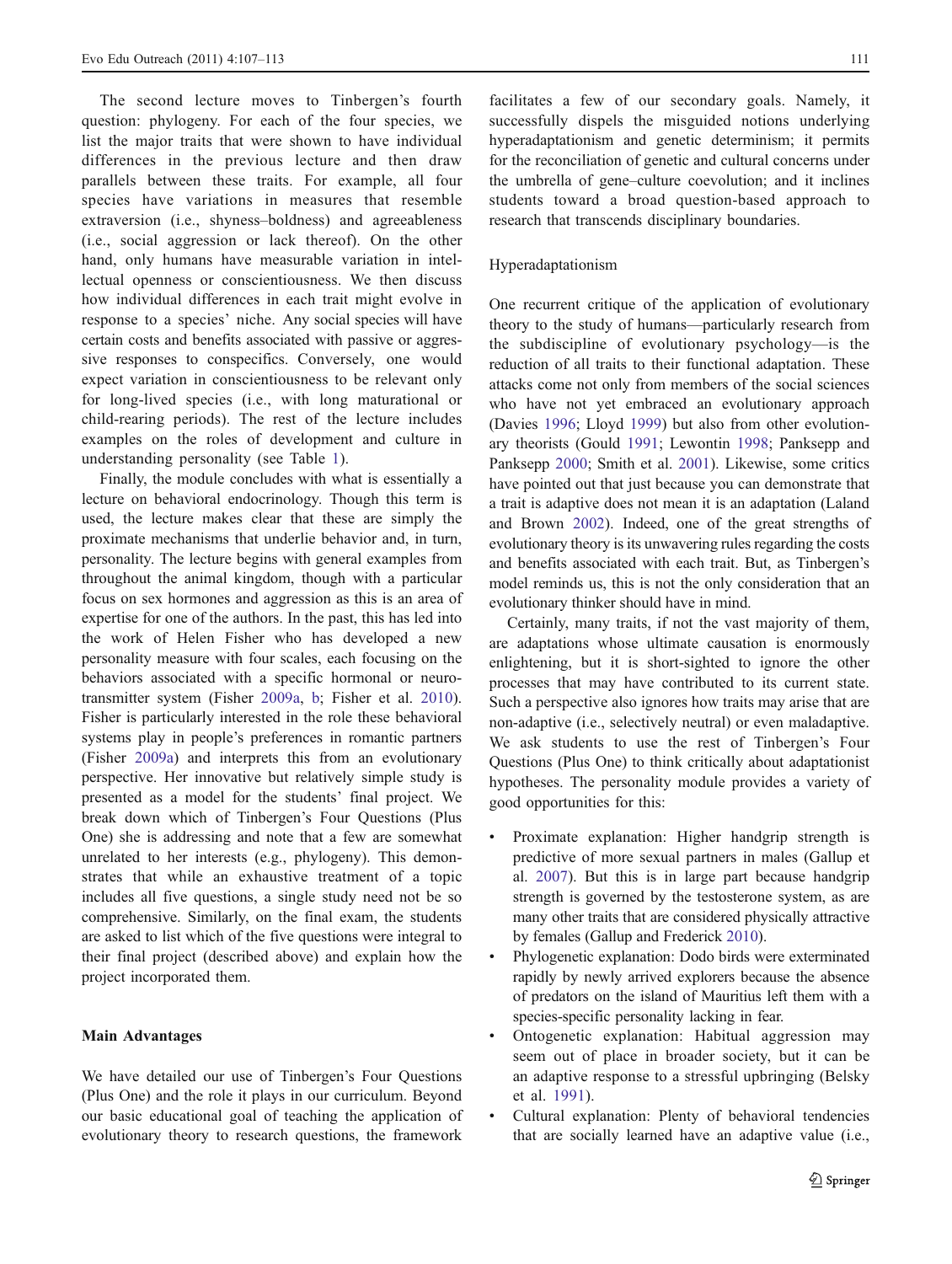The second lecture moves to Tinbergen's fourth question: phylogeny. For each of the four species, we list the major traits that were shown to have individual differences in the previous lecture and then draw parallels between these traits. For example, all four species have variations in measures that resemble extraversion (i.e., shyness–boldness) and agreeableness (i.e., social aggression or lack thereof). On the other hand, only humans have measurable variation in intellectual openness or conscientiousness. We then discuss how individual differences in each trait might evolve in response to a species' niche. Any social species will have certain costs and benefits associated with passive or aggressive responses to conspecifics. Conversely, one would expect variation in conscientiousness to be relevant only for long-lived species (i.e., with long maturational or child-rearing periods). The rest of the lecture includes examples on the roles of development and culture in understanding personality (see Table 1).

Finally, the module concludes with what is essentially a lecture on behavioral endocrinology. Though this term is used, the lecture makes clear that these are simply the proximate mechanisms that underlie behavior and, in turn, personality. The lecture begins with general examples from throughout the animal kingdom, though with a particular focus on sex hormones and aggression as this is an area of expertise for one of the authors. In the past, this has led into the work of Helen Fisher who has developed a new personality measure with four scales, each focusing on the behaviors associated with a specific hormonal or neurotransmitter system (Fisher 2009a, b; Fisher et al. 2010). Fisher is particularly interested in the role these behavioral systems play in people's preferences in romantic partners (Fisher 2009a) and interprets this from an evolutionary perspective. Her innovative but relatively simple study is presented as a model for the students' final project. We break down which of Tinbergen's Four Questions (Plus One) she is addressing and note that a few are somewhat unrelated to her interests (e.g., phylogeny). This demonstrates that while an exhaustive treatment of a topic includes all five questions, a single study need not be so comprehensive. Similarly, on the final exam, the students are asked to list which of the five questions were integral to their final project (described above) and explain how the project incorporated them.

## Main Advantages

We have detailed our use of Tinbergen's Four Questions (Plus One) and the role it plays in our curriculum. Beyond our basic educational goal of teaching the application of evolutionary theory to research questions, the framework facilitates a few of our secondary goals. Namely, it successfully dispels the misguided notions underlying hyperadaptationism and genetic determinism; it permits for the reconciliation of genetic and cultural concerns under the umbrella of gene–culture coevolution; and it inclines students toward a broad question-based approach to research that transcends disciplinary boundaries.

### Hyperadaptationism

One recurrent critique of the application of evolutionary theory to the study of humans—particularly research from the subdiscipline of evolutionary psychology—is the reduction of all traits to their functional adaptation. These attacks come not only from members of the social sciences who have not yet embraced an evolutionary approach (Davies 1996; Lloyd 1999) but also from other evolutionary theorists (Gould 1991; Lewontin 1998; Panksepp and Panksepp 2000; Smith et al. 2001). Likewise, some critics have pointed out that just because you can demonstrate that a trait is adaptive does not mean it is an adaptation (Laland and Brown 2002). Indeed, one of the great strengths of evolutionary theory is its unwavering rules regarding the costs and benefits associated with each trait. But, as Tinbergen's model reminds us, this is not the only consideration that an evolutionary thinker should have in mind.

Certainly, many traits, if not the vast majority of them, are adaptations whose ultimate causation is enormously enlightening, but it is short-sighted to ignore the other processes that may have contributed to its current state. Such a perspective also ignores how traits may arise that are non-adaptive (i.e., selectively neutral) or even maladaptive. We ask students to use the rest of Tinbergen's Four Questions (Plus One) to think critically about adaptationist hypotheses. The personality module provides a variety of good opportunities for this:

- Proximate explanation: Higher handgrip strength is predictive of more sexual partners in males (Gallup et al. 2007). But this is in large part because handgrip strength is governed by the testosterone system, as are many other traits that are considered physically attractive by females (Gallup and Frederick 2010).
- Phylogenetic explanation: Dodo birds were exterminated rapidly by newly arrived explorers because the absence of predators on the island of Mauritius left them with a species-specific personality lacking in fear.
- Ontogenetic explanation: Habitual aggression may seem out of place in broader society, but it can be an adaptive response to a stressful upbringing (Belsky et al. 1991).
- Cultural explanation: Plenty of behavioral tendencies that are socially learned have an adaptive value (i.e.,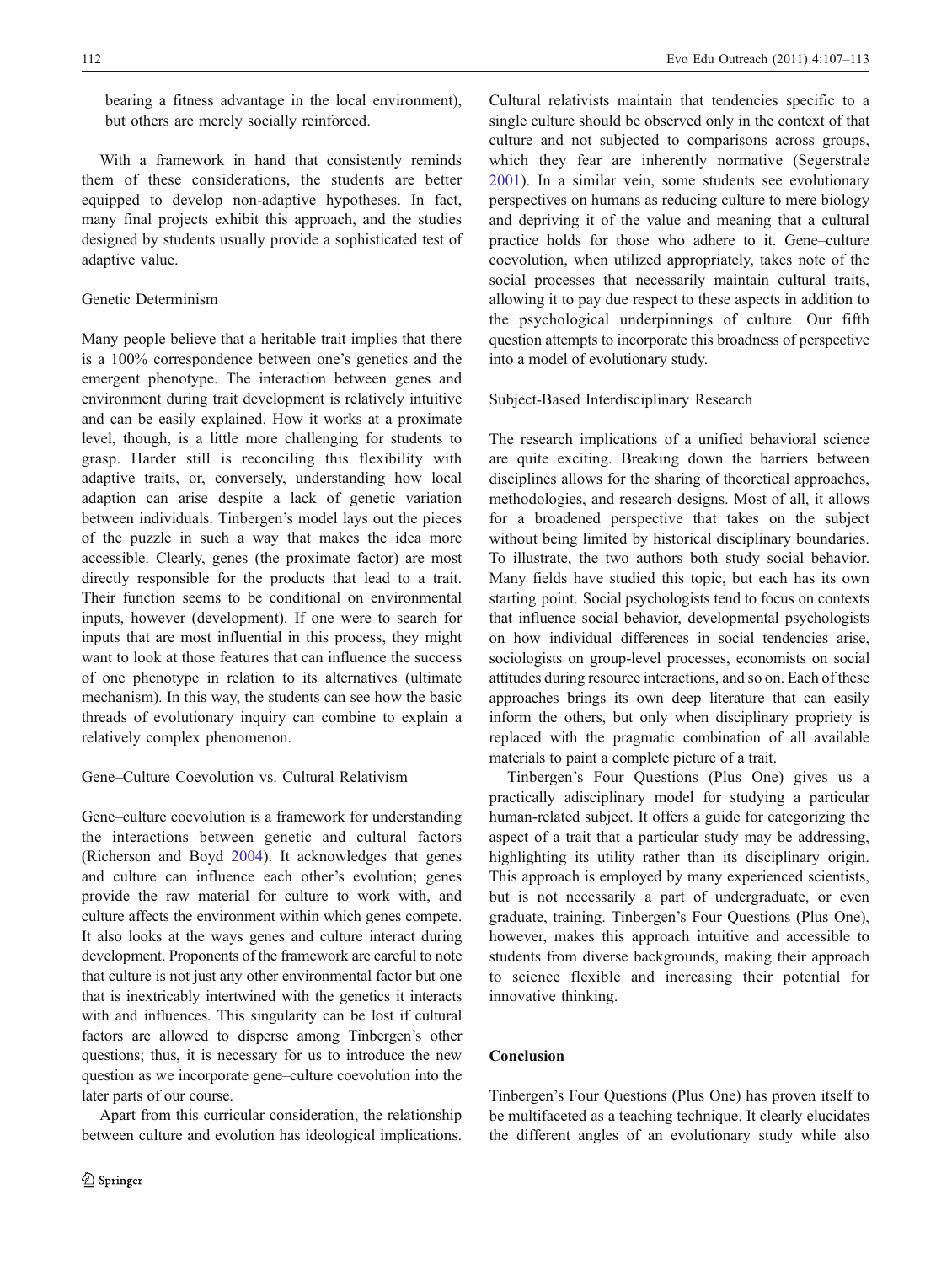bearing a fitness advantage in the local environment), but others are merely socially reinforced.

With a framework in hand that consistently reminds them of these considerations, the students are better equipped to develop non-adaptive hypotheses. In fact, many final projects exhibit this approach, and the studies designed by students usually provide a sophisticated test of adaptive value.

### Genetic Determinism

Many people believe that a heritable trait implies that there is a 100% correspondence between one's genetics and the emergent phenotype. The interaction between genes and environment during trait development is relatively intuitive and can be easily explained. How it works at a proximate level, though, is a little more challenging for students to grasp. Harder still is reconciling this flexibility with adaptive traits, or, conversely, understanding how local adaption can arise despite a lack of genetic variation between individuals. Tinbergen's model lays out the pieces of the puzzle in such a way that makes the idea more accessible. Clearly, genes (the proximate factor) are most directly responsible for the products that lead to a trait. Their function seems to be conditional on environmental inputs, however (development). If one were to search for inputs that are most influential in this process, they might want to look at those features that can influence the success of one phenotype in relation to its alternatives (ultimate mechanism). In this way, the students can see how the basic threads of evolutionary inquiry can combine to explain a relatively complex phenomenon.

### Gene–Culture Coevolution vs. Cultural Relativism

Gene–culture coevolution is a framework for understanding the interactions between genetic and cultural factors (Richerson and Boyd 2004). It acknowledges that genes and culture can influence each other's evolution; genes provide the raw material for culture to work with, and culture affects the environment within which genes compete. It also looks at the ways genes and culture interact during development. Proponents of the framework are careful to note that culture is not just any other environmental factor but one that is inextricably intertwined with the genetics it interacts with and influences. This singularity can be lost if cultural factors are allowed to disperse among Tinbergen's other questions; thus, it is necessary for us to introduce the new question as we incorporate gene–culture coevolution into the later parts of our course.

Apart from this curricular consideration, the relationship between culture and evolution has ideological implications. Cultural relativists maintain that tendencies specific to a single culture should be observed only in the context of that culture and not subjected to comparisons across groups, which they fear are inherently normative (Segerstrale 2001). In a similar vein, some students see evolutionary perspectives on humans as reducing culture to mere biology and depriving it of the value and meaning that a cultural practice holds for those who adhere to it. Gene–culture coevolution, when utilized appropriately, takes note of the social processes that necessarily maintain cultural traits, allowing it to pay due respect to these aspects in addition to the psychological underpinnings of culture. Our fifth question attempts to incorporate this broadness of perspective into a model of evolutionary study.

### Subject-Based Interdisciplinary Research

The research implications of a unified behavioral science are quite exciting. Breaking down the barriers between disciplines allows for the sharing of theoretical approaches, methodologies, and research designs. Most of all, it allows for a broadened perspective that takes on the subject without being limited by historical disciplinary boundaries. To illustrate, the two authors both study social behavior. Many fields have studied this topic, but each has its own starting point. Social psychologists tend to focus on contexts that influence social behavior, developmental psychologists on how individual differences in social tendencies arise, sociologists on group-level processes, economists on social attitudes during resource interactions, and so on. Each of these approaches brings its own deep literature that can easily inform the others, but only when disciplinary propriety is replaced with the pragmatic combination of all available materials to paint a complete picture of a trait.

Tinbergen's Four Questions (Plus One) gives us a practically adisciplinary model for studying a particular human-related subject. It offers a guide for categorizing the aspect of a trait that a particular study may be addressing, highlighting its utility rather than its disciplinary origin. This approach is employed by many experienced scientists, but is not necessarily a part of undergraduate, or even graduate, training. Tinbergen's Four Questions (Plus One), however, makes this approach intuitive and accessible to students from diverse backgrounds, making their approach to science flexible and increasing their potential for innovative thinking.

## Conclusion

Tinbergen's Four Questions (Plus One) has proven itself to be multifaceted as a teaching technique. It clearly elucidates the different angles of an evolutionary study while also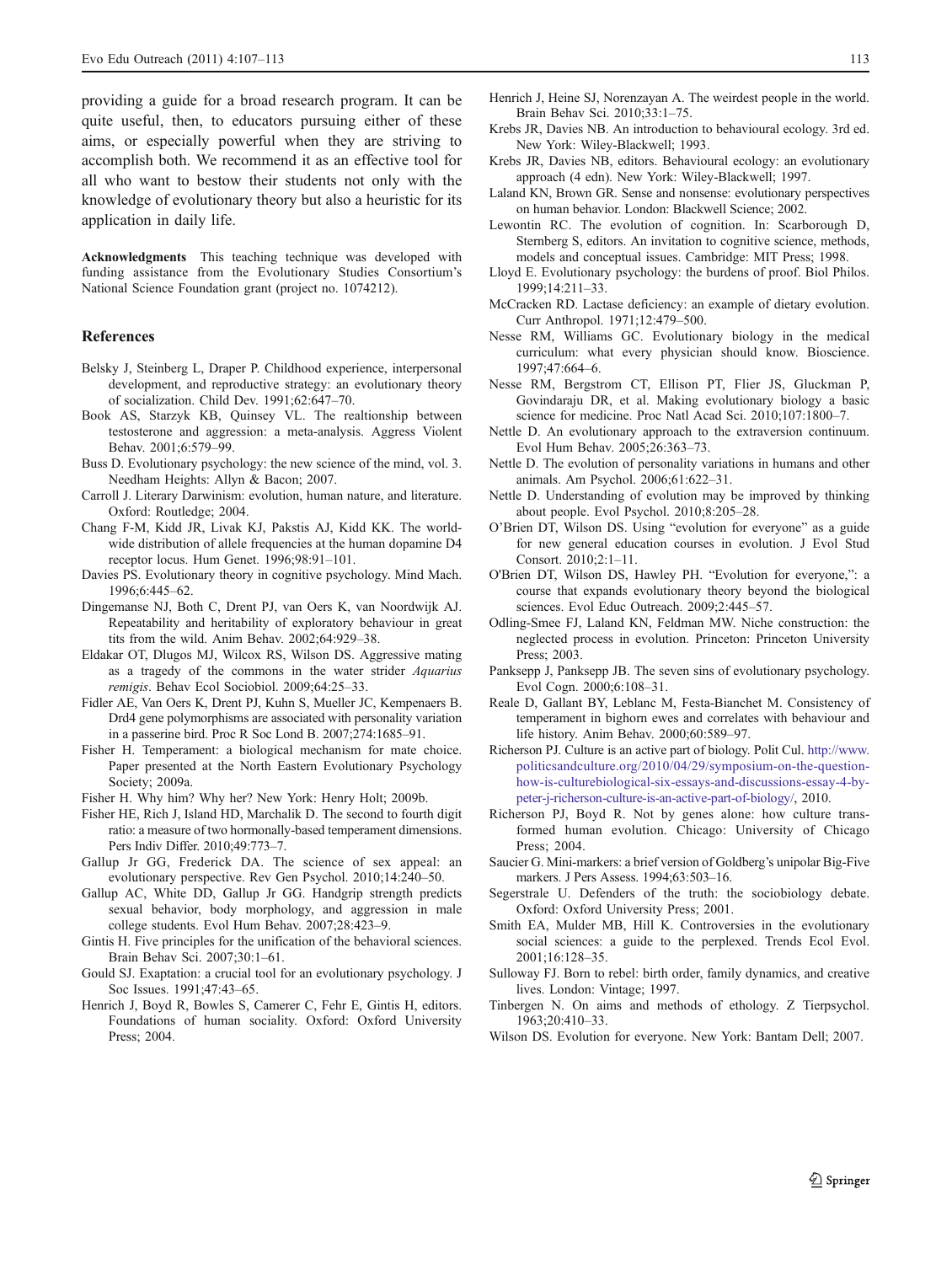providing a guide for a broad research program. It can be quite useful, then, to educators pursuing either of these aims, or especially powerful when they are striving to accomplish both. We recommend it as an effective tool for all who want to bestow their students not only with the knowledge of evolutionary theory but also a heuristic for its application in daily life.

**Acknowledgments** This teaching technique was developed with funding assistance from the Evolutionary Studies Consortium's National Science Foundation grant (project no. 1074212).

## References

Belsky J, Steinberg L, Draper P. Childhood experience, interpersonal development, and reproductive strategy: an evolutionary theory of socialization. Child Dev. 1991;62:647–70.

Book AS, Starzyk KB, Quinsey VL. The realtionship between testosterone and aggression: a meta-analysis. Aggress Violent Behav. 2001;6:579–99.

Buss D. Evolutionary psychology: the new science of the mind, vol. 3. Needham Heights: Allyn & Bacon; 2007.

Carroll J. Literary Darwinism: evolution, human nature, and literature. Oxford: Routledge; 2004.

Chang F-M, Kidd JR, Livak KJ, Pakstis AJ, Kidd KK. The world-wide distribution of allele frequencies at the human dopamine D4 receptor locus. Hum Genet. 1996;98:91–101.

Davies PS. Evolutionary theory in cognitive psychology. Mind Mach. 1996;6:445–62.

Dingemanse NJ, Both C, Drent PJ, van Oers K, van Noordwijk AJ. Repeatability and heritability of exploratory behaviour in great tits from the wild. Anim Behav. 2002;64:929–38.

Eldakar OT, Dlugos MJ, Wilcox RS, Wilson DS. Aggressive mating as a tragedy of the commons in the water strider *Aquarius remigis*. Behav Ecol Sociobiol. 2009;64:25–33.

Fidler AE, Van Oers K, Drent PJ, Kuhn S, Mueller JC, Kempenaers B. Drd4 gene polymorphisms are associated with personality variation in a passerine bird. Proc R Soc Lond B. 2007;274:1685–91.

Fisher H. Temperament: a biological mechanism for mate choice. Paper presented at the North Eastern Evolutionary Psychology Society; 2009a.

Fisher H. Why him? Why her? New York: Henry Holt; 2009b.

Fisher HE, Rich J, Island HD, Marchalik D. The second to fourth digit ratio: a measure of two hormonally-based temperament dimensions. Pers Indiv Differ. 2010;49:773–7.

Gallup Jr GG, Frederick DA. The science of sex appeal: an evolutionary perspective. Rev Gen Psychol. 2010;14:240–50.

Gallup AC, White DD, Gallup Jr GG. Handgrip strength predicts sexual behavior, body morphology, and aggression in male college students. Evol Hum Behav. 2007;28:423–9.

Gintis H. Five principles for the unification of the behavioral sciences. Brain Behav Sci. 2007;30:1–61.

Gould SJ. Exaptation: a crucial tool for an evolutionary psychology. J Soc Issues. 1991;47:43–65.

Henrich J, Boyd R, Bowles S, Camerer C, Fehr E, Gintis H, editors. Foundations of human sociality. Oxford: Oxford University Press; 2004.

Henrich J, Heine SJ, Norenzayan A. The weirdest people in the world. Brain Behav Sci. 2010;33:1–75.

Krebs JR, Davies NB. An introduction to behavioural ecology. 3rd ed. New York: Wiley-Blackwell; 1993.

Krebs JR, Davies NB, editors. Behavioural ecology: an evolutionary approach (4 edn). New York: Wiley-Blackwell; 1997.

Laland KN, Brown GR. Sense and nonsense: evolutionary perspectives on human behavior. London: Blackwell Science; 2002.

Lewontin RC. The evolution of cognition. In: Scarborough D, Sternberg S, editors. An invitation to cognitive science, methods, models and conceptual issues. Cambridge: MIT Press; 1998.

Lloyd E. Evolutionary psychology: the burdens of proof. Biol Philos. 1999;14:211–33.

McCracken RD. Lactase deficiency: an example of dietary evolution. Curr Anthropol. 1971;12:479–500.

Nesse RM, Williams GC. Evolutionary biology in the medical curriculum: what every physician should know. Bioscience. 1997;47:664–6.

Nesse RM, Bergstrom CT, Ellison PT, Flier JS, Gluckman P, Govindaraju DR, et al. Making evolutionary biology a basic science for medicine. Proc Natl Acad Sci. 2010;107:1800–7.

Nettle D. An evolutionary approach to the extraversion continuum. Evol Hum Behav. 2005;26:363–73.

Nettle D. The evolution of personality variations in humans and other animals. Am Psychol. 2006;61:622–31.

Nettle D. Understanding of evolution may be improved by thinking about people. Evol Psychol. 2010;8:205–28.

O'Brien DT, Wilson DS. Using "evolution for everyone" as a guide for new general education courses in evolution. J Evol Stud Consort. 2010;2:1–11.

O'Brien DT, Wilson DS, Hawley PH. "Evolution for everyone,": a course that expands evolutionary theory beyond the biological sciences. Evol Educ Outreach. 2009;2:445–57.

Odling-Smee FJ, Laland KN, Feldman MW. Niche construction: the neglected process in evolution. Princeton: Princeton University Press; 2003.

Panksepp J, Panksepp JB. The seven sins of evolutionary psychology. Evol Cogn. 2000;6:108–31.

Reale D, Gallant BY, Leblanc M, Festa-Bianchet M. Consistency of temperament in bighorn ewes and correlates with behaviour and life history. Anim Behav. 2000;60:589–97.

Richerson PJ. Culture is an active part of biology. Polit Cul. http://www.politicsandculture.org/2010/04/29/symposium-on-the-question-how-is-culturebiological-six-essays-and-discussions-essay-4-by-peter-j-richerson-culture-is-an-active-part-of-biology/, 2010.

Richerson PJ, Boyd R. Not by genes alone: how culture transformed human evolution. Chicago: University of Chicago Press; 2004.

Saucier G. Mini-markers: a brief version of Goldberg's unipolar Big-Five markers. J Pers Assess. 1994;63:503–16.

Segerstrale U. Defenders of the truth: the sociobiology debate. Oxford: Oxford University Press; 2001.

Smith EA, Mulder MB, Hill K. Controversies in the evolutionary social sciences: a guide to the perplexed. Trends Ecol Evol. 2001;16:128–35.

Sulloway FJ. Born to rebel: birth order, family dynamics, and creative lives. London: Vintage; 1997.

Tinbergen N. On aims and methods of ethology. Z Tierpsychol. 1963;20:410–33.

Wilson DS. Evolution for everyone. New York: Bantam Dell; 2007.